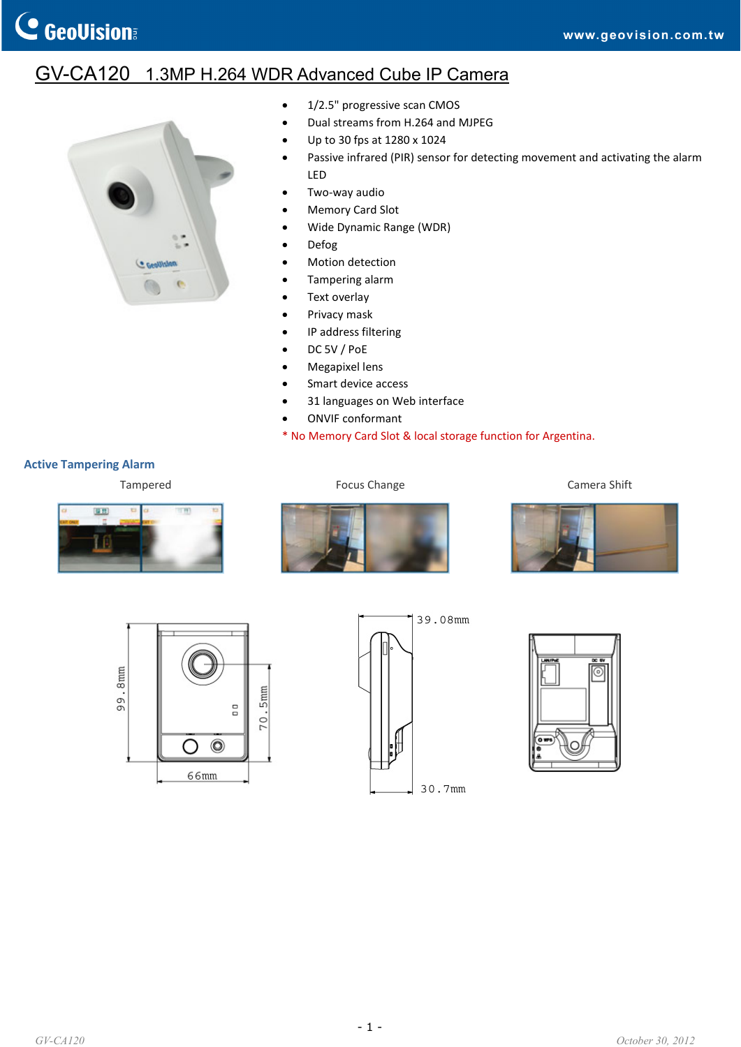# GV-CA120 1.3MP H.264 WDR Advanced Cube IP Camera

- 1/2.5" progressive scan CMOS
- Dual streams from H.264 and MJPEG
- Up to 30 fps at 1280 x 1024
- Passive infrared (PIR) sensor for detecting movement and activating the alarm LED
- Two-way audio
- Memory Card Slot
- Wide Dynamic Range (WDR)
- Defog
- Motion detection
- Tampering alarm
- Text overlay
- Privacy mask
- IP address filtering
- DC 5V / PoE
- Megapixel lens
- Smart device access
- 31 languages on Web interface
- ONVIF conformant

* No Memory Card Slot & local storage function for Argentina.

## Active Tampering Alarm

Tampered

Focus Change

Camera Shift

99.8mm

70.5mm

66mm

39.08mm

30.7mm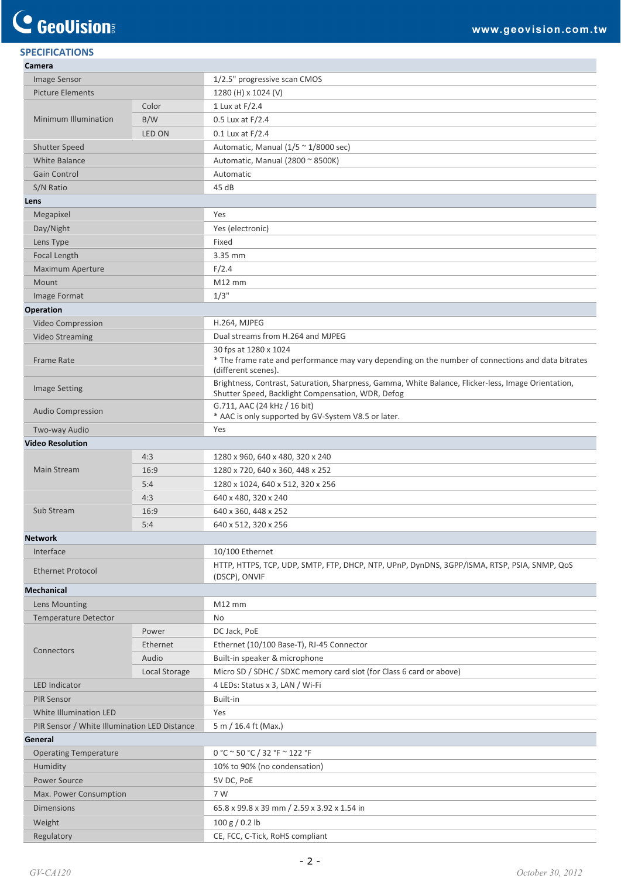## SPECIFICATIONS

| | | |
|---|---|---|
| **Camera** | | |
| Image Sensor | | 1/2.5" progressive scan CMOS |
| Picture Elements | | 1280 (H) x 1024 (V) |
| Minimum Illumination | Color | 1 Lux at F/2.4 |
| | B/W | 0.5 Lux at F/2.4 |
| | LED ON | 0.1 Lux at F/2.4 |
| Shutter Speed | | Automatic, Manual (1/5 ~ 1/8000 sec) |
| White Balance | | Automatic, Manual (2800 ~ 8500K) |
| Gain Control | | Automatic |
| S/N Ratio | | 45 dB |
| **Lens** | | |
| Megapixel | | Yes |
| Day/Night | | Yes (electronic) |
| Lens Type | | Fixed |
| Focal Length | | 3.35 mm |
| Maximum Aperture | | F/2.4 |
| Mount | | M12 mm |
| Image Format | | 1/3" |
| **Operation** | | |
| Video Compression | | H.264, MJPEG |
| Video Streaming | | Dual streams from H.264 and MJPEG |
| Frame Rate | | 30 fps at 1280 x 1024<br>* The frame rate and performance may vary depending on the number of connections and data bitrates (different scenes). |
| Image Setting | | Brightness, Contrast, Saturation, Sharpness, Gamma, White Balance, Flicker-less, Image Orientation, Shutter Speed, Backlight Compensation, WDR, Defog |
| Audio Compression | | G.711, AAC (24 kHz / 16 bit)<br>* AAC is only supported by GV-System V8.5 or later. |
| Two-way Audio | | Yes |
| **Video Resolution** | | |
| Main Stream | 4:3 | 1280 x 960, 640 x 480, 320 x 240 |
| | 16:9 | 1280 x 720, 640 x 360, 448 x 252 |
| | 5:4 | 1280 x 1024, 640 x 512, 320 x 256 |
| Sub Stream | 4:3 | 640 x 480, 320 x 240 |
| | 16:9 | 640 x 360, 448 x 252 |
| | 5:4 | 640 x 512, 320 x 256 |
| **Network** | | |
| Interface | | 10/100 Ethernet |
| Ethernet Protocol | | HTTP, HTTPS, TCP, UDP, SMTP, FTP, DHCP, NTP, UPnP, DynDNS, 3GPP/ISMA, RTSP, PSIA, SNMP, QoS (DSCP), ONVIF |
| **Mechanical** | | |
| Lens Mounting | | M12 mm |
| Temperature Detector | | No |
| Connectors | Power | DC Jack, PoE |
| | Ethernet | Ethernet (10/100 Base-T), RJ-45 Connector |
| | Audio | Built-in speaker & microphone |
| | Local Storage | Micro SD / SDHC / SDXC memory card slot (for Class 6 card or above) |
| LED Indicator | | 4 LEDs: Status x 3, LAN / Wi-Fi |
| PIR Sensor | | Built-in |
| White Illumination LED | | Yes |
| PIR Sensor / White Illumination LED Distance | | 5 m / 16.4 ft (Max.) |
| **General** | | |
| Operating Temperature | | 0 °C ~ 50 °C / 32 °F ~ 122 °F |
| Humidity | | 10% to 90% (no condensation) |
| Power Source | | 5V DC, PoE |
| Max. Power Consumption | | 7 W |
| Dimensions | | 65.8 x 99.8 x 39 mm / 2.59 x 3.92 x 1.54 in |
| Weight | | 100 g / 0.2 lb |
| Regulatory | | CE, FCC, C-Tick, RoHS compliant |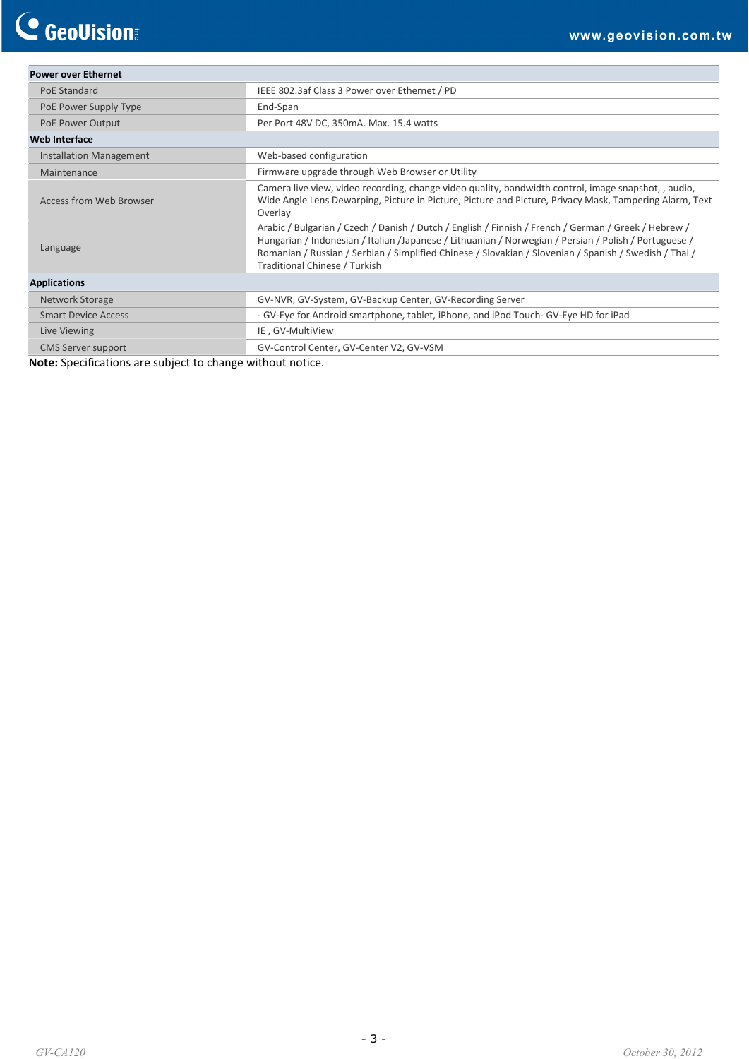| | |
|---|---|
| **Power over Ethernet** | |
| PoE Standard | IEEE 802.3af Class 3 Power over Ethernet / PD |
| PoE Power Supply Type | End-Span |
| PoE Power Output | Per Port 48V DC, 350mA. Max. 15.4 watts |
| **Web Interface** | |
| Installation Management | Web-based configuration |
| Maintenance | Firmware upgrade through Web Browser or Utility |
| Access from Web Browser | Camera live view, video recording, change video quality, bandwidth control, image snapshot, , audio, Wide Angle Lens Dewarping, Picture in Picture, Picture and Picture, Privacy Mask, Tampering Alarm, Text Overlay |
| Language | Arabic / Bulgarian / Czech / Danish / Dutch / English / Finnish / French / German / Greek / Hebrew / Hungarian / Indonesian / Italian /Japanese / Lithuanian / Norwegian / Persian / Polish / Portuguese / Romanian / Russian / Serbian / Simplified Chinese / Slovakian / Slovenian / Spanish / Swedish / Thai / Traditional Chinese / Turkish |
| **Applications** | |
| Network Storage | GV-NVR, GV-System, GV-Backup Center, GV-Recording Server |
| Smart Device Access | - GV-Eye for Android smartphone, tablet, iPhone, and iPod Touch- GV-Eye HD for iPad |
| Live Viewing | IE , GV-MultiView |
| CMS Server support | GV-Control Center, GV-Center V2, GV-VSM |

**Note:** Specifications are subject to change without notice.